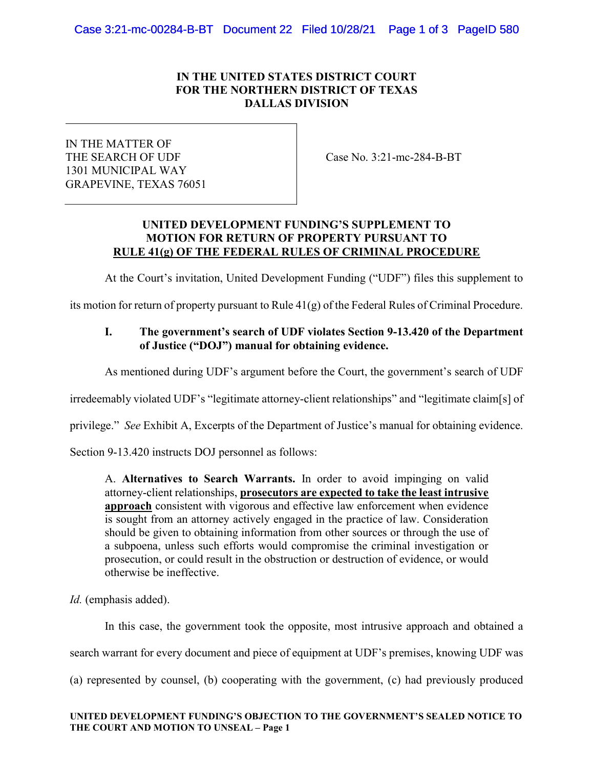**IN THE UNITED STATES DISTRICT COURT**
**FOR THE NORTHERN DISTRICT OF TEXAS**
**DALLAS DIVISION**

| | |
|---|---|
| IN THE MATTER OF<br>THE SEARCH OF UDF<br>1301 MUNICIPAL WAY<br>GRAPEVINE, TEXAS 76051 | Case No. 3:21-mc-284-B-BT |

**UNITED DEVELOPMENT FUNDING'S SUPPLEMENT TO MOTION FOR RETURN OF PROPERTY PURSUANT TO RULE 41(g) OF THE FEDERAL RULES OF CRIMINAL PROCEDURE**

At the Court's invitation, United Development Funding ("UDF") files this supplement to its motion for return of property pursuant to Rule 41(g) of the Federal Rules of Criminal Procedure.

## I. The government's search of UDF violates Section 9-13.420 of the Department of Justice ("DOJ") manual for obtaining evidence.

As mentioned during UDF's argument before the Court, the government's search of UDF irredeemably violated UDF's "legitimate attorney-client relationships" and "legitimate claim[s] of privilege." *See* Exhibit A, Excerpts of the Department of Justice's manual for obtaining evidence. Section 9-13.420 instructs DOJ personnel as follows:

> A. **Alternatives to Search Warrants.** In order to avoid impinging on valid attorney-client relationships, **<u>prosecutors are expected to take the least intrusive approach</u>** consistent with vigorous and effective law enforcement when evidence is sought from an attorney actively engaged in the practice of law. Consideration should be given to obtaining information from other sources or through the use of a subpoena, unless such efforts would compromise the criminal investigation or prosecution, or could result in the obstruction or destruction of evidence, or would otherwise be ineffective.

*Id.* (emphasis added).

In this case, the government took the opposite, most intrusive approach and obtained a search warrant for every document and piece of equipment at UDF's premises, knowing UDF was (a) represented by counsel, (b) cooperating with the government, (c) had previously produced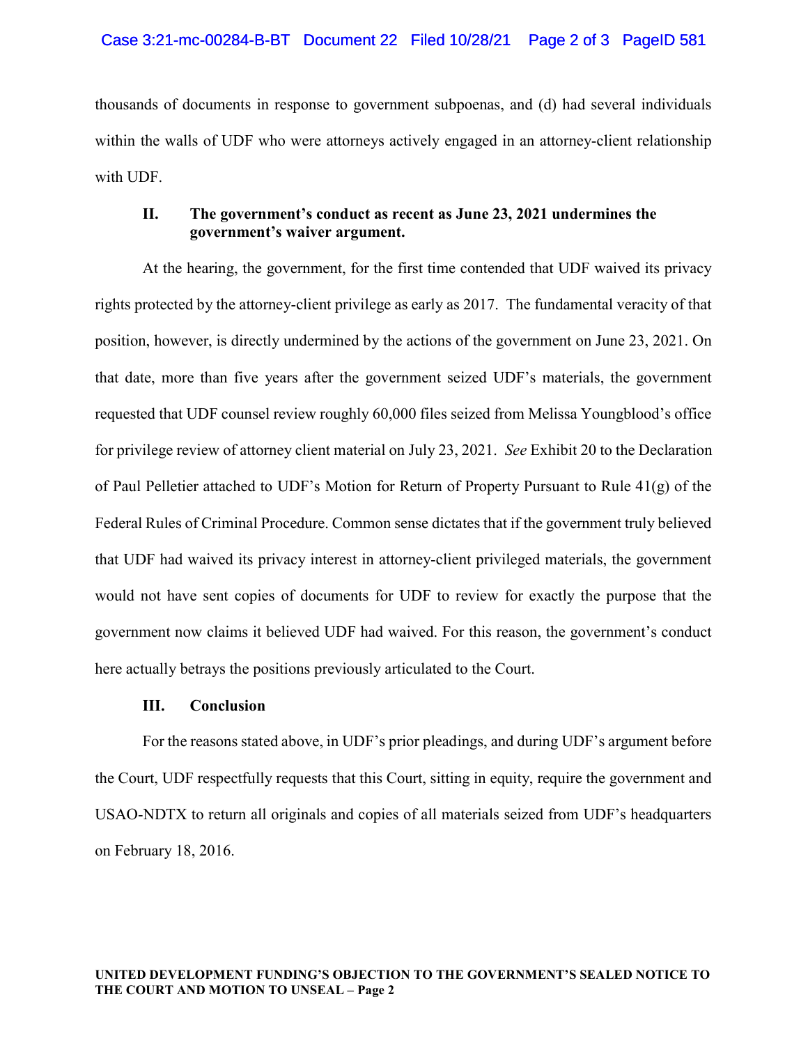thousands of documents in response to government subpoenas, and (d) had several individuals within the walls of UDF who were attorneys actively engaged in an attorney-client relationship with UDF.

### II. The government's conduct as recent as June 23, 2021 undermines the government's waiver argument.

At the hearing, the government, for the first time contended that UDF waived its privacy rights protected by the attorney-client privilege as early as 2017. The fundamental veracity of that position, however, is directly undermined by the actions of the government on June 23, 2021. On that date, more than five years after the government seized UDF's materials, the government requested that UDF counsel review roughly 60,000 files seized from Melissa Youngblood's office for privilege review of attorney client material on July 23, 2021. *See* Exhibit 20 to the Declaration of Paul Pelletier attached to UDF's Motion for Return of Property Pursuant to Rule 41(g) of the Federal Rules of Criminal Procedure. Common sense dictates that if the government truly believed that UDF had waived its privacy interest in attorney-client privileged materials, the government would not have sent copies of documents for UDF to review for exactly the purpose that the government now claims it believed UDF had waived. For this reason, the government's conduct here actually betrays the positions previously articulated to the Court.

### III. Conclusion

For the reasons stated above, in UDF's prior pleadings, and during UDF's argument before the Court, UDF respectfully requests that this Court, sitting in equity, require the government and USAO-NDTX to return all originals and copies of all materials seized from UDF's headquarters on February 18, 2016.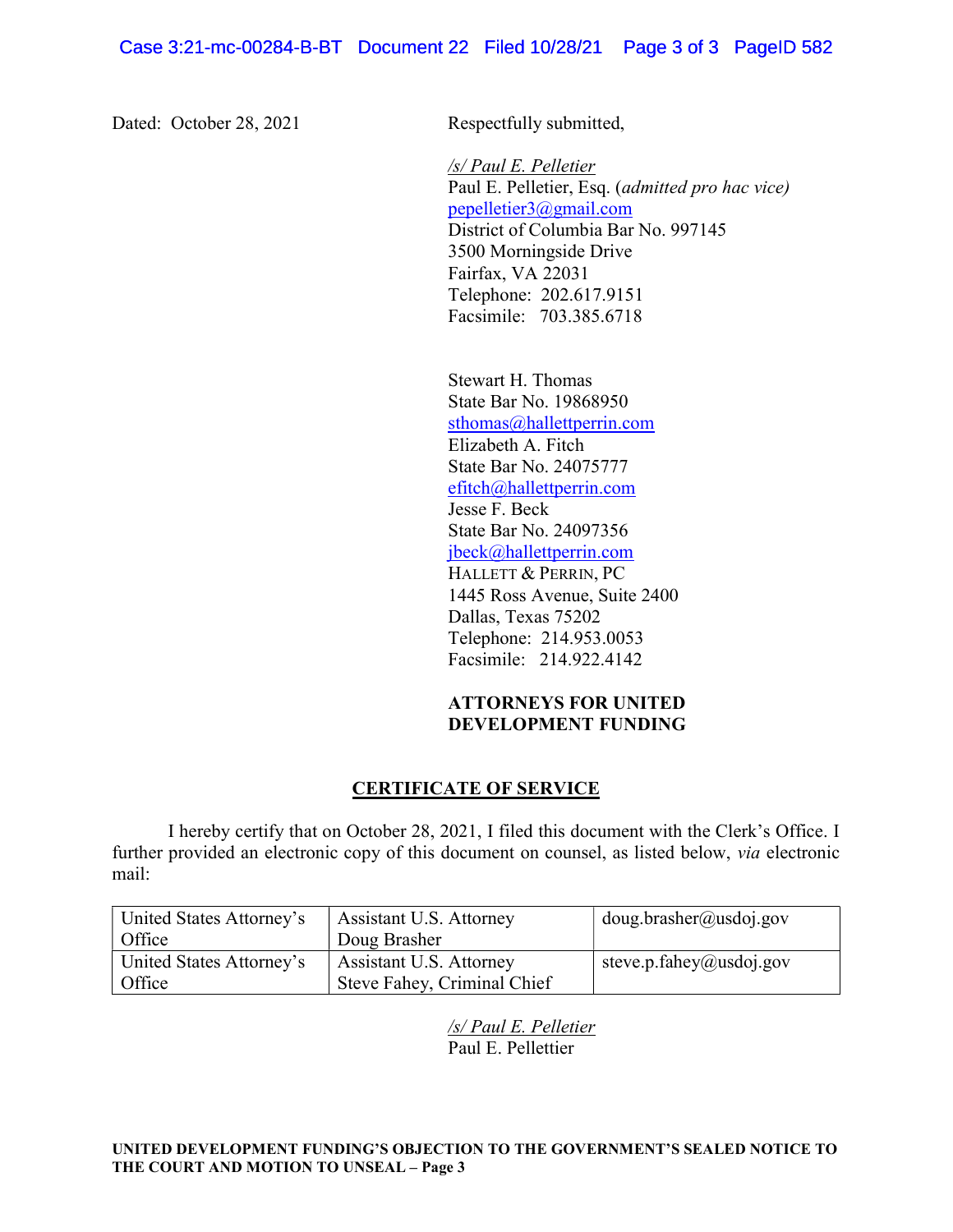Dated: October 28, 2021

Respectfully submitted,

*/s/ Paul E. Pelletier*
Paul E. Pelletier, Esq. (*admitted pro hac vice)*
pepelletier3@gmail.com
District of Columbia Bar No. 997145
3500 Morningside Drive
Fairfax, VA 22031
Telephone: 202.617.9151
Facsimile: 703.385.6718

Stewart H. Thomas
State Bar No. 19868950
sthomas@hallettperrin.com
Elizabeth A. Fitch
State Bar No. 24075777
efitch@hallettperrin.com
Jesse F. Beck
State Bar No. 24097356
jbeck@hallettperrin.com
HALLETT & PERRIN, PC
1445 Ross Avenue, Suite 2400
Dallas, Texas 75202
Telephone: 214.953.0053
Facsimile: 214.922.4142

**ATTORNEYS FOR UNITED DEVELOPMENT FUNDING**

## CERTIFICATE OF SERVICE

I hereby certify that on October 28, 2021, I filed this document with the Clerk's Office. I further provided an electronic copy of this document on counsel, as listed below, *via* electronic mail:

| | | |
|---|---|---|
| United States Attorney's Office | Assistant U.S. Attorney Doug Brasher | doug.brasher@usdoj.gov |
| United States Attorney's Office | Assistant U.S. Attorney Steve Fahey, Criminal Chief | steve.p.fahey@usdoj.gov |

*/s/ Paul E. Pelletier*
Paul E. Pellettier

**UNITED DEVELOPMENT FUNDING'S OBJECTION TO THE GOVERNMENT'S SEALED NOTICE TO THE COURT AND MOTION TO UNSEAL – Page 3**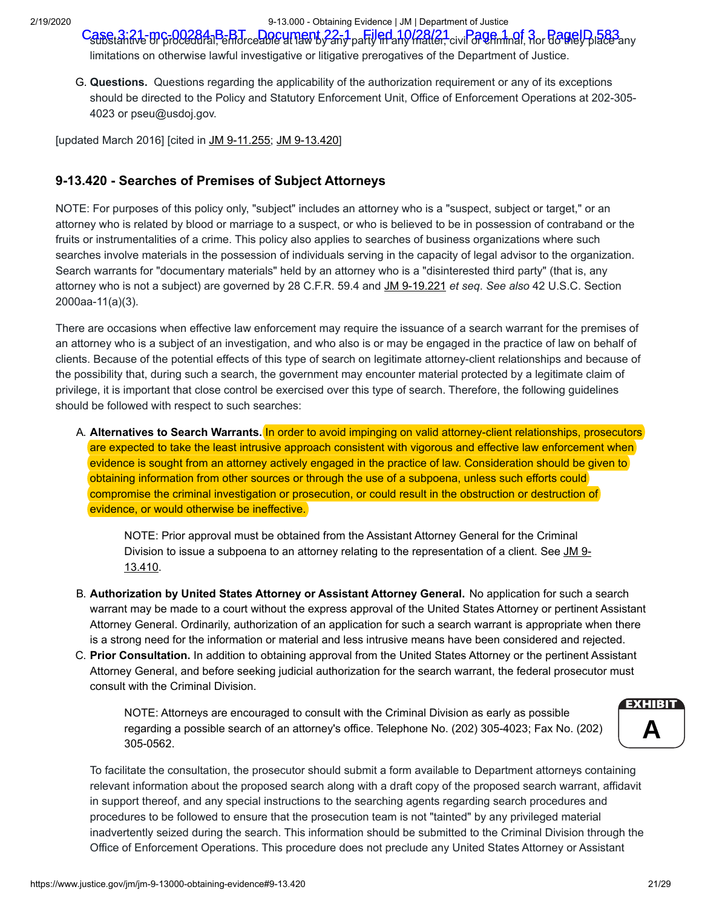substantive or procedural, enforceable at law by any party in any matter, civil or criminal, nor do they place any limitations on otherwise lawful investigative or litigative prerogatives of the Department of Justice.

G. **Questions.** Questions regarding the applicability of the authorization requirement or any of its exceptions should be directed to the Policy and Statutory Enforcement Unit, Office of Enforcement Operations at 202-305-4023 or pseu@usdoj.gov.

[updated March 2016] [cited in JM 9-11.255; JM 9-13.420]

### 9-13.420 - Searches of Premises of Subject Attorneys

NOTE: For purposes of this policy only, "subject" includes an attorney who is a "suspect, subject or target," or an attorney who is related by blood or marriage to a suspect, or who is believed to be in possession of contraband or the fruits or instrumentalities of a crime. This policy also applies to searches of business organizations where such searches involve materials in the possession of individuals serving in the capacity of legal advisor to the organization. Search warrants for "documentary materials" held by an attorney who is a "disinterested third party" (that is, any attorney who is not a subject) are governed by 28 C.F.R. 59.4 and JM 9-19.221 *et seq*. *See also* 42 U.S.C. Section 2000aa-11(a)(3).

There are occasions when effective law enforcement may require the issuance of a search warrant for the premises of an attorney who is a subject of an investigation, and who also is or may be engaged in the practice of law on behalf of clients. Because of the potential effects of this type of search on legitimate attorney-client relationships and because of the possibility that, during such a search, the government may encounter material protected by a legitimate claim of privilege, it is important that close control be exercised over this type of search. Therefore, the following guidelines should be followed with respect to such searches:

A. **Alternatives to Search Warrants.** In order to avoid impinging on valid attorney-client relationships, prosecutors are expected to take the least intrusive approach consistent with vigorous and effective law enforcement when evidence is sought from an attorney actively engaged in the practice of law. Consideration should be given to obtaining information from other sources or through the use of a subpoena, unless such efforts could compromise the criminal investigation or prosecution, or could result in the obstruction or destruction of evidence, or would otherwise be ineffective.

   NOTE: Prior approval must be obtained from the Assistant Attorney General for the Criminal Division to issue a subpoena to an attorney relating to the representation of a client. See JM 9-13.410.

B. **Authorization by United States Attorney or Assistant Attorney General.** No application for such a search warrant may be made to a court without the express approval of the United States Attorney or pertinent Assistant Attorney General. Ordinarily, authorization of an application for such a search warrant is appropriate when there is a strong need for the information or material and less intrusive means have been considered and rejected.

C. **Prior Consultation.** In addition to obtaining approval from the United States Attorney or the pertinent Assistant Attorney General, and before seeking judicial authorization for the search warrant, the federal prosecutor must consult with the Criminal Division.

   NOTE: Attorneys are encouraged to consult with the Criminal Division as early as possible regarding a possible search of an attorney's office. Telephone No. (202) 305-4023; Fax No. (202) 305-0562.

   To facilitate the consultation, the prosecutor should submit a form available to Department attorneys containing relevant information about the proposed search along with a draft copy of the proposed search warrant, affidavit in support thereof, and any special instructions to the searching agents regarding search procedures and procedures to be followed to ensure that the prosecution team is not "tainted" by any privileged material inadvertently seized during the search. This information should be submitted to the Criminal Division through the Office of Enforcement Operations. This procedure does not preclude any United States Attorney or Assistant

EXHIBIT A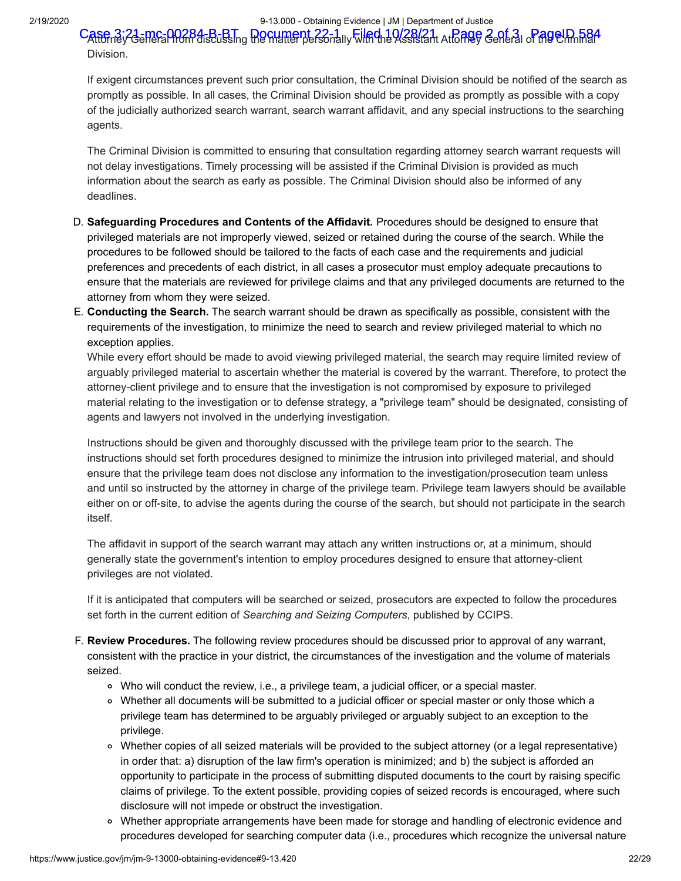Attorney General from discussing the matter personally with the Assistant Attorney General of the Criminal Division.

If exigent circumstances prevent such prior consultation, the Criminal Division should be notified of the search as promptly as possible. In all cases, the Criminal Division should be provided as promptly as possible with a copy of the judicially authorized search warrant, search warrant affidavit, and any special instructions to the searching agents.

The Criminal Division is committed to ensuring that consultation regarding attorney search warrant requests will not delay investigations. Timely processing will be assisted if the Criminal Division is provided as much information about the search as early as possible. The Criminal Division should also be informed of any deadlines.

D. **Safeguarding Procedures and Contents of the Affidavit.** Procedures should be designed to ensure that privileged materials are not improperly viewed, seized or retained during the course of the search. While the procedures to be followed should be tailored to the facts of each case and the requirements and judicial preferences and precedents of each district, in all cases a prosecutor must employ adequate precautions to ensure that the materials are reviewed for privilege claims and that any privileged documents are returned to the attorney from whom they were seized.
E. **Conducting the Search.** The search warrant should be drawn as specifically as possible, consistent with the requirements of the investigation, to minimize the need to search and review privileged material to which no exception applies.
   While every effort should be made to avoid viewing privileged material, the search may require limited review of arguably privileged material to ascertain whether the material is covered by the warrant. Therefore, to protect the attorney-client privilege and to ensure that the investigation is not compromised by exposure to privileged material relating to the investigation or to defense strategy, a "privilege team" should be designated, consisting of agents and lawyers not involved in the underlying investigation.

   Instructions should be given and thoroughly discussed with the privilege team prior to the search. The instructions should set forth procedures designed to minimize the intrusion into privileged material, and should ensure that the privilege team does not disclose any information to the investigation/prosecution team unless and until so instructed by the attorney in charge of the privilege team. Privilege team lawyers should be available either on or off-site, to advise the agents during the course of the search, but should not participate in the search itself.

   The affidavit in support of the search warrant may attach any written instructions or, at a minimum, should generally state the government's intention to employ procedures designed to ensure that attorney-client privileges are not violated.

   If it is anticipated that computers will be searched or seized, prosecutors are expected to follow the procedures set forth in the current edition of *Searching and Seizing Computers*, published by CCIPS.
F. **Review Procedures.** The following review procedures should be discussed prior to approval of any warrant, consistent with the practice in your district, the circumstances of the investigation and the volume of materials seized.
   - Who will conduct the review, i.e., a privilege team, a judicial officer, or a special master.
   - Whether all documents will be submitted to a judicial officer or special master or only those which a privilege team has determined to be arguably privileged or arguably subject to an exception to the privilege.
   - Whether copies of all seized materials will be provided to the subject attorney (or a legal representative) in order that: a) disruption of the law firm's operation is minimized; and b) the subject is afforded an opportunity to participate in the process of submitting disputed documents to the court by raising specific claims of privilege. To the extent possible, providing copies of seized records is encouraged, where such disclosure will not impede or obstruct the investigation.
   - Whether appropriate arrangements have been made for storage and handling of electronic evidence and procedures developed for searching computer data (i.e., procedures which recognize the universal nature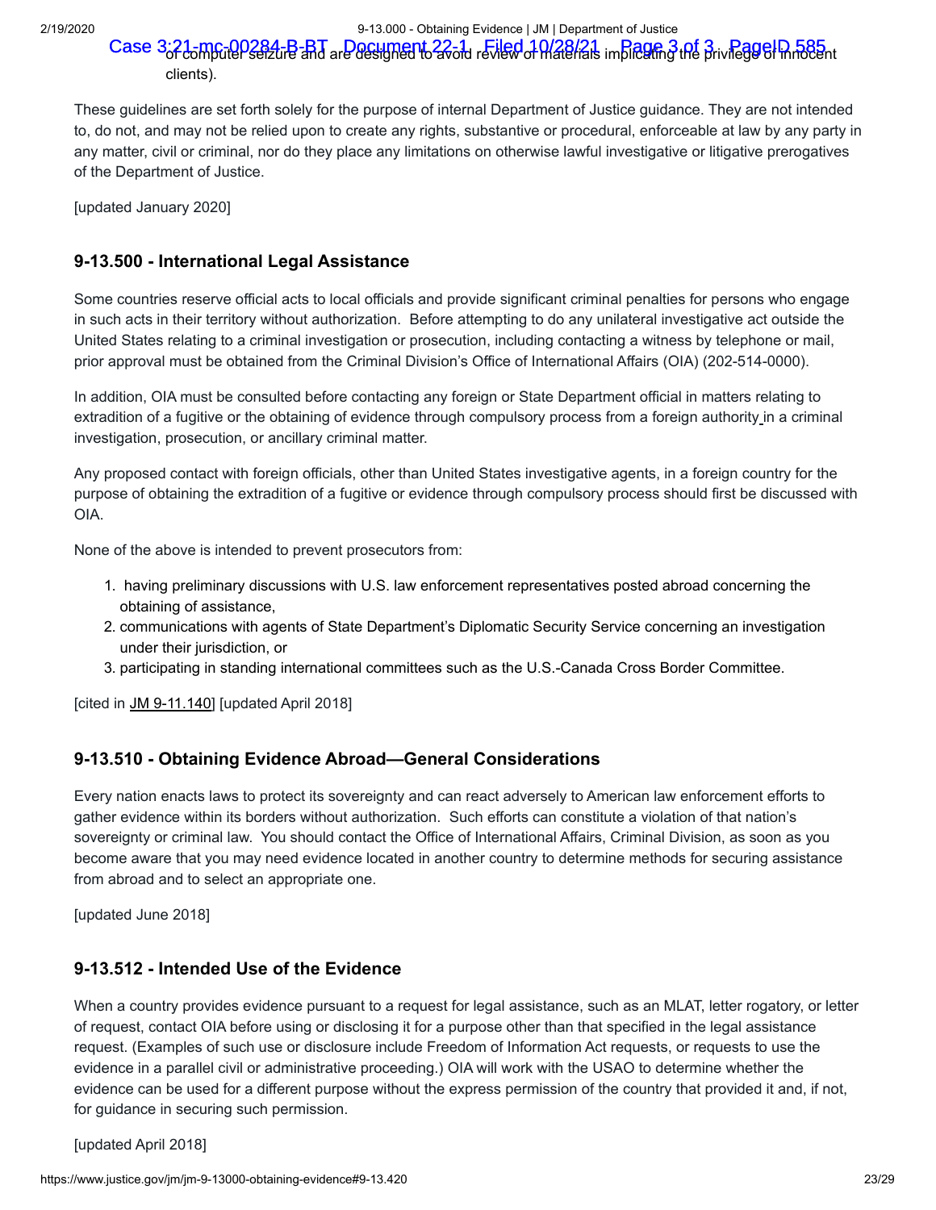of computer seizure and are designed to avoid review of materials implicating the privilege of innocent clients).

These guidelines are set forth solely for the purpose of internal Department of Justice guidance. They are not intended to, do not, and may not be relied upon to create any rights, substantive or procedural, enforceable at law by any party in any matter, civil or criminal, nor do they place any limitations on otherwise lawful investigative or litigative prerogatives of the Department of Justice.

[updated January 2020]

### 9-13.500 - International Legal Assistance

Some countries reserve official acts to local officials and provide significant criminal penalties for persons who engage in such acts in their territory without authorization. Before attempting to do any unilateral investigative act outside the United States relating to a criminal investigation or prosecution, including contacting a witness by telephone or mail, prior approval must be obtained from the Criminal Division's Office of International Affairs (OIA) (202-514-0000).

In addition, OIA must be consulted before contacting any foreign or State Department official in matters relating to extradition of a fugitive or the obtaining of evidence through compulsory process from a foreign authority in a criminal investigation, prosecution, or ancillary criminal matter.

Any proposed contact with foreign officials, other than United States investigative agents, in a foreign country for the purpose of obtaining the extradition of a fugitive or evidence through compulsory process should first be discussed with OIA.

None of the above is intended to prevent prosecutors from:

1. having preliminary discussions with U.S. law enforcement representatives posted abroad concerning the obtaining of assistance,
2. communications with agents of State Department's Diplomatic Security Service concerning an investigation under their jurisdiction, or
3. participating in standing international committees such as the U.S.-Canada Cross Border Committee.

[cited in JM 9-11.140] [updated April 2018]

### 9-13.510 - Obtaining Evidence Abroad—General Considerations

Every nation enacts laws to protect its sovereignty and can react adversely to American law enforcement efforts to gather evidence within its borders without authorization. Such efforts can constitute a violation of that nation's sovereignty or criminal law. You should contact the Office of International Affairs, Criminal Division, as soon as you become aware that you may need evidence located in another country to determine methods for securing assistance from abroad and to select an appropriate one.

[updated June 2018]

### 9-13.512 - Intended Use of the Evidence

When a country provides evidence pursuant to a request for legal assistance, such as an MLAT, letter rogatory, or letter of request, contact OIA before using or disclosing it for a purpose other than that specified in the legal assistance request. (Examples of such use or disclosure include Freedom of Information Act requests, or requests to use the evidence in a parallel civil or administrative proceeding.) OIA will work with the USAO to determine whether the evidence can be used for a different purpose without the express permission of the country that provided it and, if not, for guidance in securing such permission.

[updated April 2018]